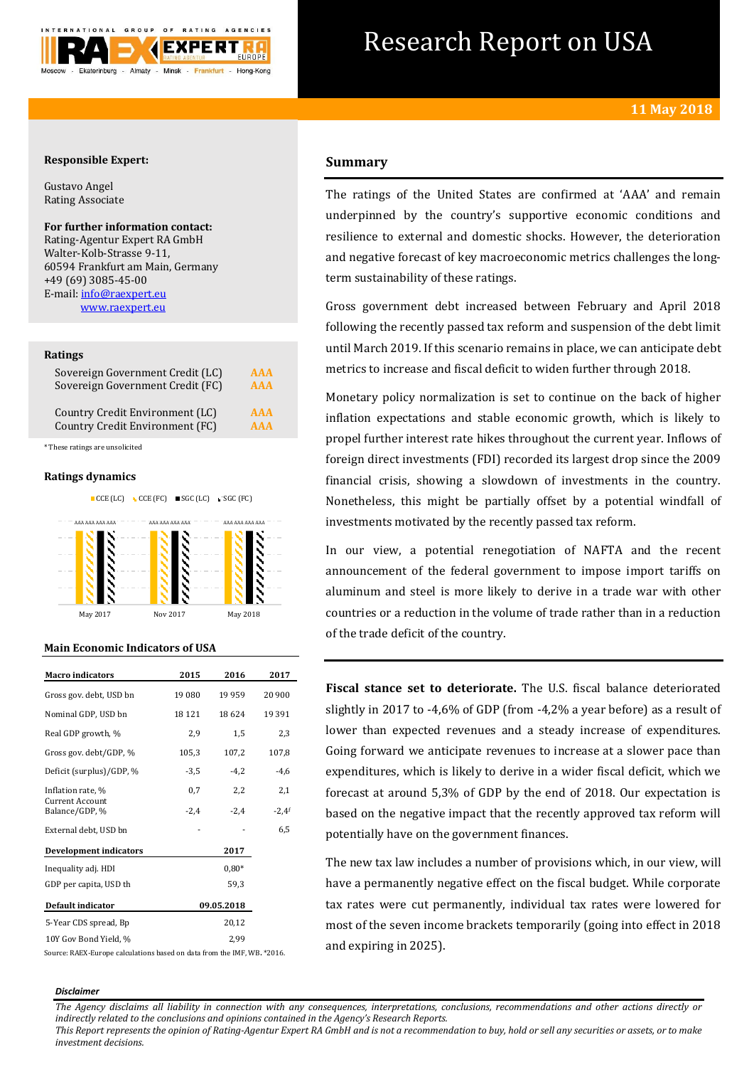# Research Report on USA

**11 May 2018**

**Responsible Expert:**

Gustavo Angel
Rating Associate

**For further information contact:**
Rating-Agentur Expert RA GmbH
Walter-Kolb-Strasse 9-11,
60594 Frankfurt am Main, Germany
+49 (69) 3085-45-00
E-mail: info@raexpert.eu
www.raexpert.eu

**Ratings**

| | |
|---|---|
| Sovereign Government Credit (LC) | AAA |
| Sovereign Government Credit (FC) | AAA |
| Country Credit Environment (LC) | AAA |
| Country Credit Environment (FC) | AAA |

*These ratings are unsolicited

**Ratings dynamics**

CCE (LC) CCE (FC) SGC (LC) SGC (FC)

AAA AAA AAA AAA — May 2017; AAA AAA AAA AAA — Nov 2017; AAA AAA AAA AAA — May 2018

**Main Economic Indicators of USA**

| Macro indicators | 2015 | 2016 | 2017 |
|---|---|---|---|
| Gross gov. debt, USD bn | 19 080 | 19 959 | 20 900 |
| Nominal GDP, USD bn | 18 121 | 18 624 | 19 391 |
| Real GDP growth, % | 2,9 | 1,5 | 2,3 |
| Gross gov. debt/GDP, % | 105,3 | 107,2 | 107,8 |
| Deficit (surplus)/GDP, % | -3,5 | -4,2 | -4,6 |
| Inflation rate, % | 0,7 | 2,2 | 2,1 |
| Current Account Balance/GDP, % | -2,4 | -2,4 | -2,4f |
| External debt, USD bn | - | - | 6,5 |
| **Development indicators** | | | **2017** |
| Inequality adj. HDI | | | 0,80* |
| GDP per capita, USD th | | | 59,3 |
| **Default indicator** | | | **09.05.2018** |
| 5-Year CDS spread, Bp | | | 20,12 |
| 10Y Gov Bond Yield, % | | | 2,99 |

Source: RAEX-Europe calculations based on data from the IMF, WB. *2016.

## Summary

The ratings of the United States are confirmed at 'AAA' and remain underpinned by the country's supportive economic conditions and resilience to external and domestic shocks. However, the deterioration and negative forecast of key macroeconomic metrics challenges the long-term sustainability of these ratings.

Gross government debt increased between February and April 2018 following the recently passed tax reform and suspension of the debt limit until March 2019. If this scenario remains in place, we can anticipate debt metrics to increase and fiscal deficit to widen further through 2018.

Monetary policy normalization is set to continue on the back of higher inflation expectations and stable economic growth, which is likely to propel further interest rate hikes throughout the current year. Inflows of foreign direct investments (FDI) recorded its largest drop since the 2009 financial crisis, showing a slowdown of investments in the country. Nonetheless, this might be partially offset by a potential windfall of investments motivated by the recently passed tax reform.

In our view, a potential renegotiation of NAFTA and the recent announcement of the federal government to impose import tariffs on aluminum and steel is more likely to derive in a trade war with other countries or a reduction in the volume of trade rather than in a reduction of the trade deficit of the country.

**Fiscal stance set to deteriorate.** The U.S. fiscal balance deteriorated slightly in 2017 to -4,6% of GDP (from -4,2% a year before) as a result of lower than expected revenues and a steady increase of expenditures. Going forward we anticipate revenues to increase at a slower pace than expenditures, which is likely to derive in a wider fiscal deficit, which we forecast at around 5,3% of GDP by the end of 2018. Our expectation is based on the negative impact that the recently approved tax reform will potentially have on the government finances.

The new tax law includes a number of provisions which, in our view, will have a permanently negative effect on the fiscal budget. While corporate tax rates were cut permanently, individual tax rates were lowered for most of the seven income brackets temporarily (going into effect in 2018 and expiring in 2025).

*Disclaimer*

*The Agency disclaims all liability in connection with any consequences, interpretations, conclusions, recommendations and other actions directly or indirectly related to the conclusions and opinions contained in the Agency's Research Reports.*
*This Report represents the opinion of Rating-Agentur Expert RA GmbH and is not a recommendation to buy, hold or sell any securities or assets, or to make investment decisions.*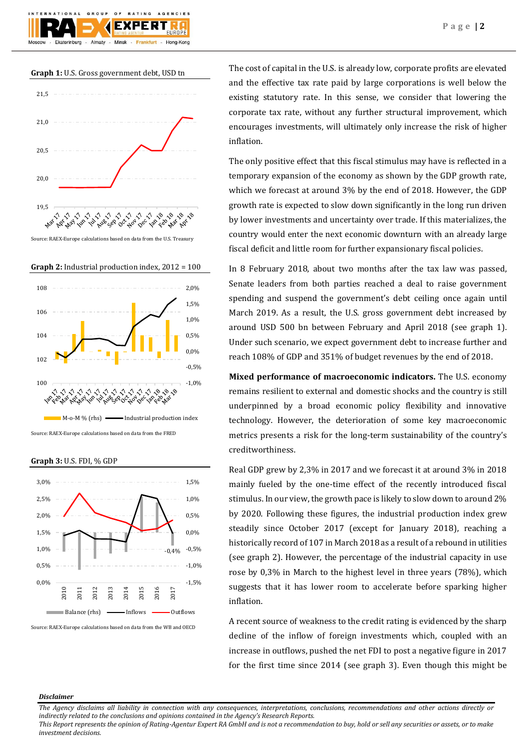**Graph 1:** U.S. Gross government debt, USD tn

Source: RAEX-Europe calculations based on data from the U.S. Treasury

**Graph 2:** Industrial production index, 2012 = 100

Source: RAEX-Europe calculations based on data from the FRED

**Graph 3:** U.S. FDI, % GDP

Source: RAEX-Europe calculations based on data from the WB and OECD

The cost of capital in the U.S. is already low, corporate profits are elevated and the effective tax rate paid by large corporations is well below the existing statutory rate. In this sense, we consider that lowering the corporate tax rate, without any further structural improvement, which encourages investments, will ultimately only increase the risk of higher inflation.

The only positive effect that this fiscal stimulus may have is reflected in a temporary expansion of the economy as shown by the GDP growth rate, which we forecast at around 3% by the end of 2018. However, the GDP growth rate is expected to slow down significantly in the long run driven by lower investments and uncertainty over trade. If this materializes, the country would enter the next economic downturn with an already large fiscal deficit and little room for further expansionary fiscal policies.

In 8 February 2018, about two months after the tax law was passed, Senate leaders from both parties reached a deal to raise government spending and suspend the government's debt ceiling once again until March 2019. As a result, the U.S. gross government debt increased by around USD 500 bn between February and April 2018 (see graph 1). Under such scenario, we expect government debt to increase further and reach 108% of GDP and 351% of budget revenues by the end of 2018.

**Mixed performance of macroeconomic indicators.** The U.S. economy remains resilient to external and domestic shocks and the country is still underpinned by a broad economic policy flexibility and innovative technology. However, the deterioration of some key macroeconomic metrics presents a risk for the long-term sustainability of the country's creditworthiness.

Real GDP grew by 2,3% in 2017 and we forecast it at around 3% in 2018 mainly fueled by the one-time effect of the recently introduced fiscal stimulus. In our view, the growth pace is likely to slow down to around 2% by 2020. Following these figures, the industrial production index grew steadily since October 2017 (except for January 2018), reaching a historically record of 107 in March 2018 as a result of a rebound in utilities (see graph 2). However, the percentage of the industrial capacity in use rose by 0,3% in March to the highest level in three years (78%), which suggests that it has lower room to accelerate before sparking higher inflation.

A recent source of weakness to the credit rating is evidenced by the sharp decline of the inflow of foreign investments which, coupled with an increase in outflows, pushed the net FDI to post a negative figure in 2017 for the first time since 2014 (see graph 3). Even though this might be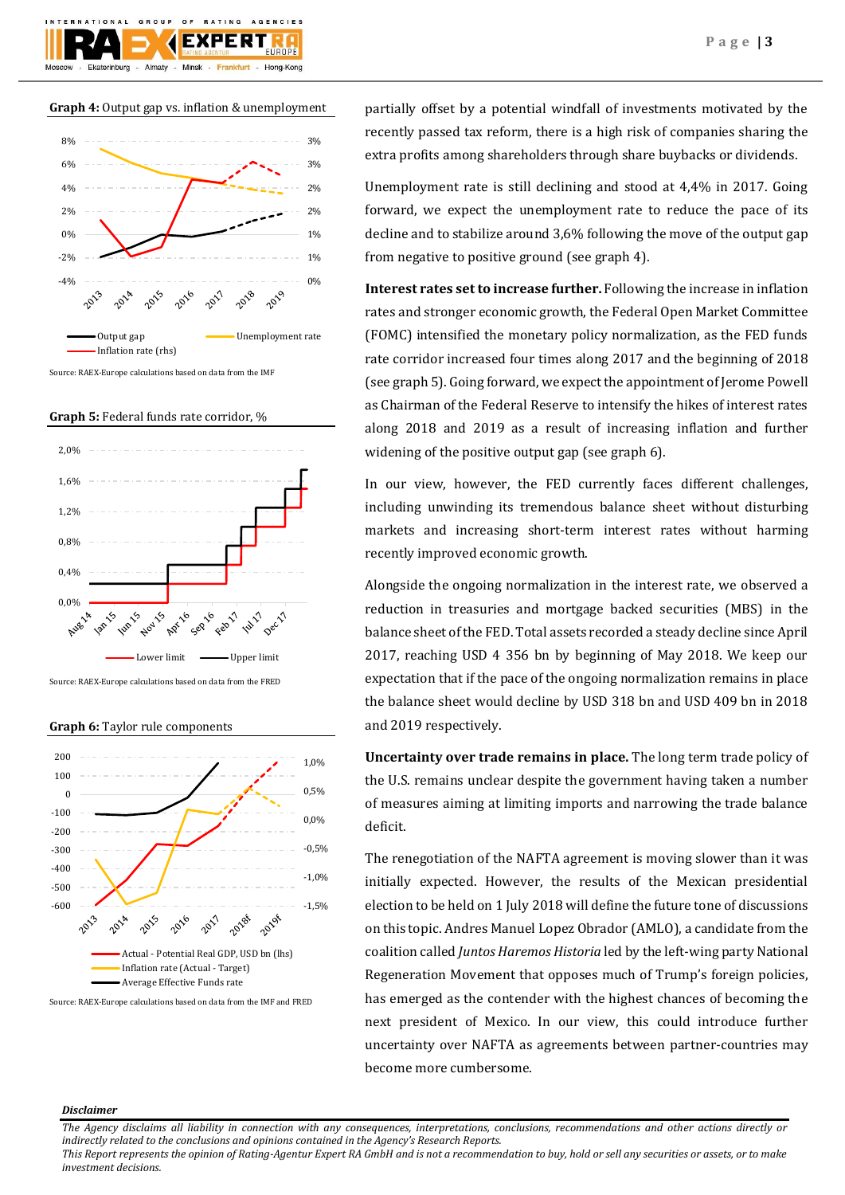**Graph 4:** Output gap vs. inflation & unemployment

Source: RAEX-Europe calculations based on data from the IMF

**Graph 5:** Federal funds rate corridor, %

Source: RAEX-Europe calculations based on data from the FRED

**Graph 6:** Taylor rule components

Source: RAEX-Europe calculations based on data from the IMF and FRED

partially offset by a potential windfall of investments motivated by the recently passed tax reform, there is a high risk of companies sharing the extra profits among shareholders through share buybacks or dividends.

Unemployment rate is still declining and stood at 4,4% in 2017. Going forward, we expect the unemployment rate to reduce the pace of its decline and to stabilize around 3,6% following the move of the output gap from negative to positive ground (see graph 4).

**Interest rates set to increase further.** Following the increase in inflation rates and stronger economic growth, the Federal Open Market Committee (FOMC) intensified the monetary policy normalization, as the FED funds rate corridor increased four times along 2017 and the beginning of 2018 (see graph 5). Going forward, we expect the appointment of Jerome Powell as Chairman of the Federal Reserve to intensify the hikes of interest rates along 2018 and 2019 as a result of increasing inflation and further widening of the positive output gap (see graph 6).

In our view, however, the FED currently faces different challenges, including unwinding its tremendous balance sheet without disturbing markets and increasing short-term interest rates without harming recently improved economic growth.

Alongside the ongoing normalization in the interest rate, we observed a reduction in treasuries and mortgage backed securities (MBS) in the balance sheet of the FED. Total assets recorded a steady decline since April 2017, reaching USD 4 356 bn by beginning of May 2018. We keep our expectation that if the pace of the ongoing normalization remains in place the balance sheet would decline by USD 318 bn and USD 409 bn in 2018 and 2019 respectively.

**Uncertainty over trade remains in place.** The long term trade policy of the U.S. remains unclear despite the government having taken a number of measures aiming at limiting imports and narrowing the trade balance deficit.

The renegotiation of the NAFTA agreement is moving slower than it was initially expected. However, the results of the Mexican presidential election to be held on 1 July 2018 will define the future tone of discussions on this topic. Andres Manuel Lopez Obrador (AMLO), a candidate from the coalition called *Juntos Haremos Historia* led by the left-wing party National Regeneration Movement that opposes much of Trump's foreign policies, has emerged as the contender with the highest chances of becoming the next president of Mexico. In our view, this could introduce further uncertainty over NAFTA as agreements between partner-countries may become more cumbersome.

***Disclaimer***

*The Agency disclaims all liability in connection with any consequences, interpretations, conclusions, recommendations and other actions directly or indirectly related to the conclusions and opinions contained in the Agency's Research Reports.*
*This Report represents the opinion of Rating-Agentur Expert RA GmbH and is not a recommendation to buy, hold or sell any securities or assets, or to make investment decisions.*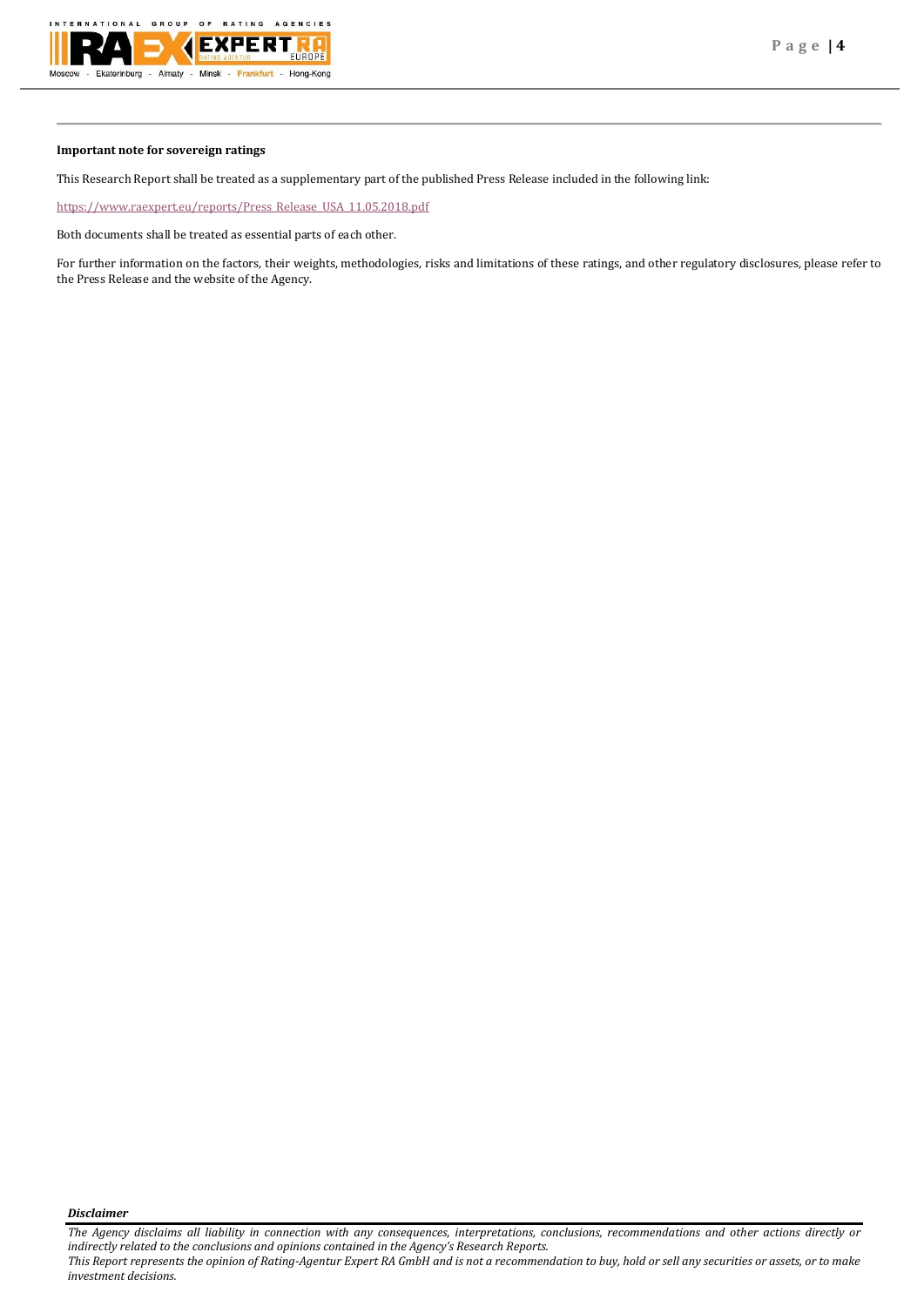**Important note for sovereign ratings**

This Research Report shall be treated as a supplementary part of the published Press Release included in the following link:

https://www.raexpert.eu/reports/Press_Release_USA_11.05.2018.pdf

Both documents shall be treated as essential parts of each other.

For further information on the factors, their weights, methodologies, risks and limitations of these ratings, and other regulatory disclosures, please refer to the Press Release and the website of the Agency.

***Disclaimer***

*The Agency disclaims all liability in connection with any consequences, interpretations, conclusions, recommendations and other actions directly or indirectly related to the conclusions and opinions contained in the Agency's Research Reports.*

*This Report represents the opinion of Rating-Agentur Expert RA GmbH and is not a recommendation to buy, hold or sell any securities or assets, or to make investment decisions.*